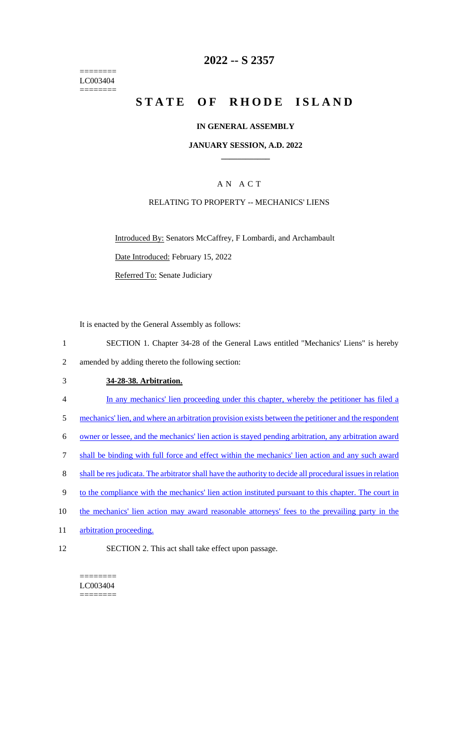========
LC003404
========

# 2022 -- S 2357

# STATE OF RHODE ISLAND

## IN GENERAL ASSEMBLY

### JANUARY SESSION, A.D. 2022

## A N A C T

### RELATING TO PROPERTY -- MECHANICS' LIENS

Introduced By: Senators McCaffrey, F Lombardi, and Archambault

Date Introduced: February 15, 2022

Referred To: Senate Judiciary

It is enacted by the General Assembly as follows:

1 SECTION 1. Chapter 34-28 of the General Laws entitled "Mechanics' Liens" is hereby
2 amended by adding thereto the following section:

3 **34-28-38. Arbitration.**

4 In any mechanics' lien proceeding under this chapter, whereby the petitioner has filed a
5 mechanics' lien, and where an arbitration provision exists between the petitioner and the respondent
6 owner or lessee, and the mechanics' lien action is stayed pending arbitration, any arbitration award
7 shall be binding with full force and effect within the mechanics' lien action and any such award
8 shall be res judicata. The arbitrator shall have the authority to decide all procedural issues in relation
9 to the compliance with the mechanics' lien action instituted pursuant to this chapter. The court in
10 the mechanics' lien action may award reasonable attorneys' fees to the prevailing party in the
11 arbitration proceeding.

12 SECTION 2. This act shall take effect upon passage.

========
LC003404
========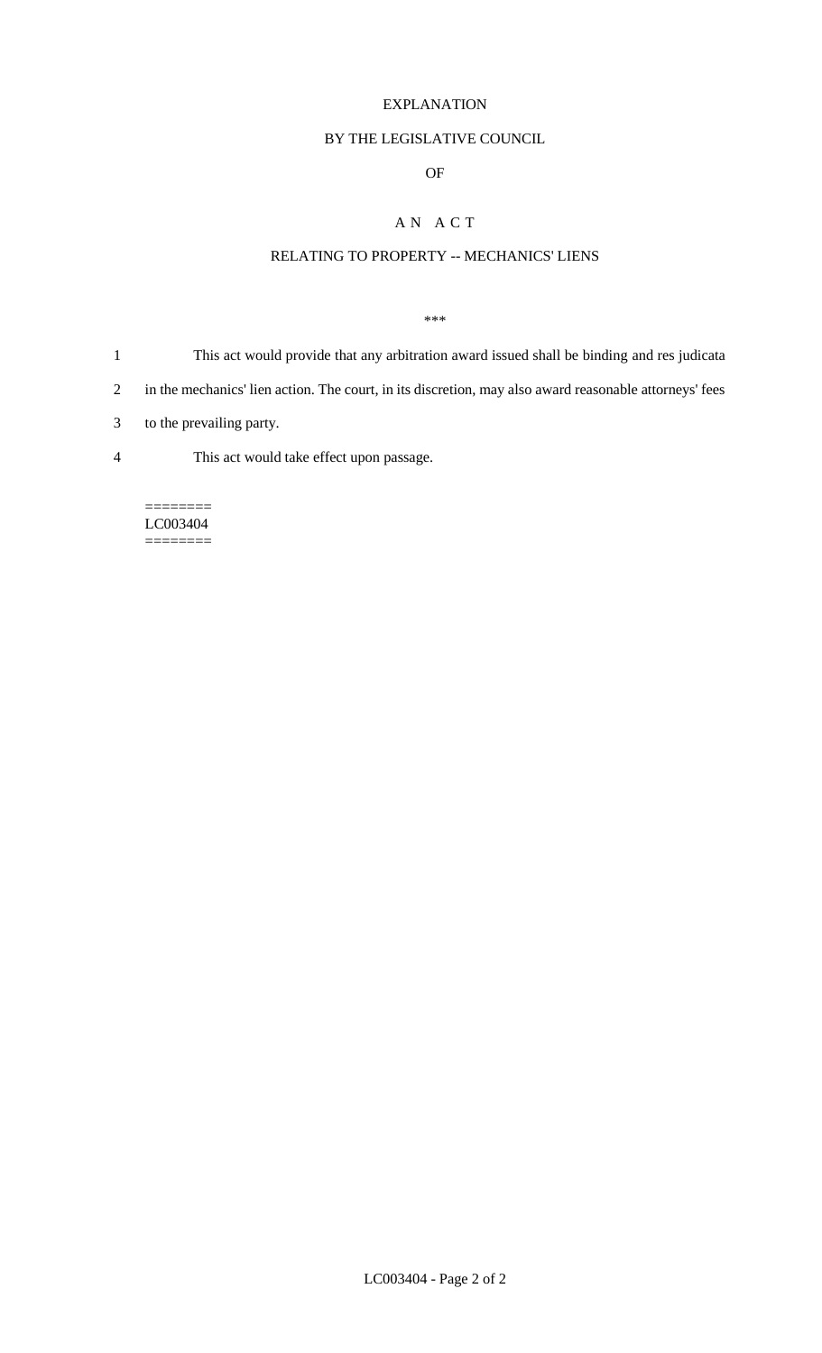EXPLANATION

BY THE LEGISLATIVE COUNCIL

OF

A N A C T

RELATING TO PROPERTY -- MECHANICS' LIENS

***

This act would provide that any arbitration award issued shall be binding and res judicata in the mechanics' lien action. The court, in its discretion, may also award reasonable attorneys' fees to the prevailing party.

This act would take effect upon passage.

========
LC003404
========